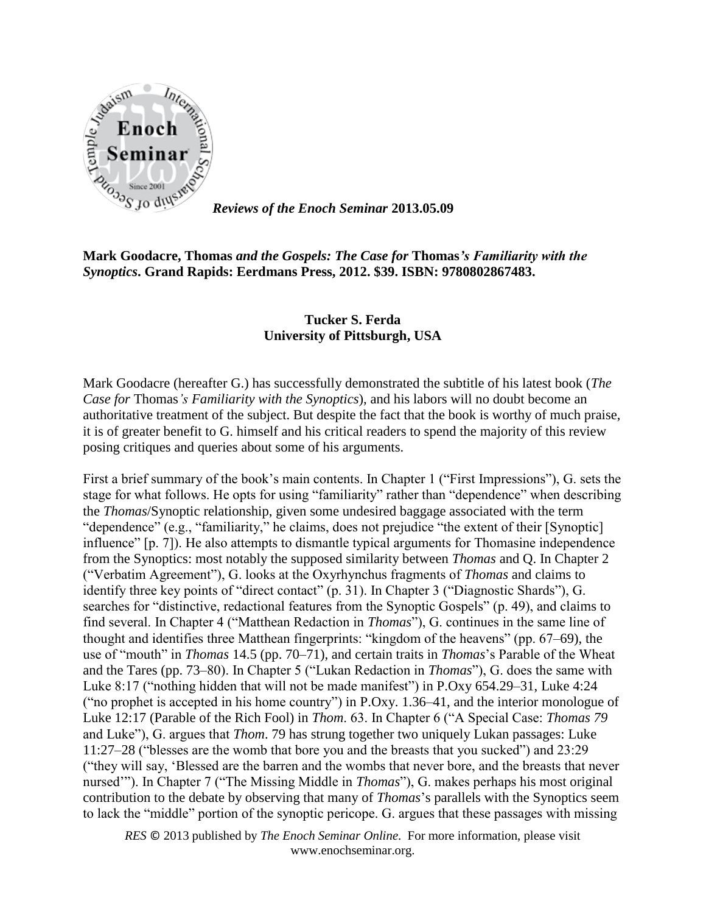*Reviews of the Enoch Seminar* **2013.05.09**

**Mark Goodacre, Thomas *and the Gospels: The Case for* Thomas*'s Familiarity with the Synoptics*. Grand Rapids: Eerdmans Press, 2012. $39. ISBN: 9780802867483.**

**Tucker S. Ferda**
**University of Pittsburgh, USA**

Mark Goodacre (hereafter G.) has successfully demonstrated the subtitle of his latest book (*The Case for* Thomas*'s Familiarity with the Synoptics*), and his labors will no doubt become an authoritative treatment of the subject. But despite the fact that the book is worthy of much praise, it is of greater benefit to G. himself and his critical readers to spend the majority of this review posing critiques and queries about some of his arguments.

First a brief summary of the book's main contents. In Chapter 1 ("First Impressions"), G. sets the stage for what follows. He opts for using "familiarity" rather than "dependence" when describing the *Thomas*/Synoptic relationship, given some undesired baggage associated with the term "dependence" (e.g., "familiarity," he claims, does not prejudice "the extent of their [Synoptic] influence" [p. 7]). He also attempts to dismantle typical arguments for Thomasine independence from the Synoptics: most notably the supposed similarity between *Thomas* and Q. In Chapter 2 ("Verbatim Agreement"), G. looks at the Oxyrhynchus fragments of *Thomas* and claims to identify three key points of "direct contact" (p. 31). In Chapter 3 ("Diagnostic Shards"), G. searches for "distinctive, redactional features from the Synoptic Gospels" (p. 49), and claims to find several. In Chapter 4 ("Matthean Redaction in *Thomas*"), G. continues in the same line of thought and identifies three Matthean fingerprints: "kingdom of the heavens" (pp. 67–69), the use of "mouth" in *Thomas* 14.5 (pp. 70–71), and certain traits in *Thomas*'s Parable of the Wheat and the Tares (pp. 73–80). In Chapter 5 ("Lukan Redaction in *Thomas*"), G. does the same with Luke 8:17 ("nothing hidden that will not be made manifest") in P.Oxy 654.29–31, Luke 4:24 ("no prophet is accepted in his home country") in P.Oxy. 1.36–41, and the interior monologue of Luke 12:17 (Parable of the Rich Fool) in *Thom*. 63. In Chapter 6 ("A Special Case: *Thomas 79* and Luke"), G. argues that *Thom*. 79 has strung together two uniquely Lukan passages: Luke 11:27–28 ("blesses are the womb that bore you and the breasts that you sucked") and 23:29 ("they will say, 'Blessed are the barren and the wombs that never bore, and the breasts that never nursed'"). In Chapter 7 ("The Missing Middle in *Thomas*"), G. makes perhaps his most original contribution to the debate by observing that many of *Thomas*'s parallels with the Synoptics seem to lack the "middle" portion of the synoptic pericope. G. argues that these passages with missing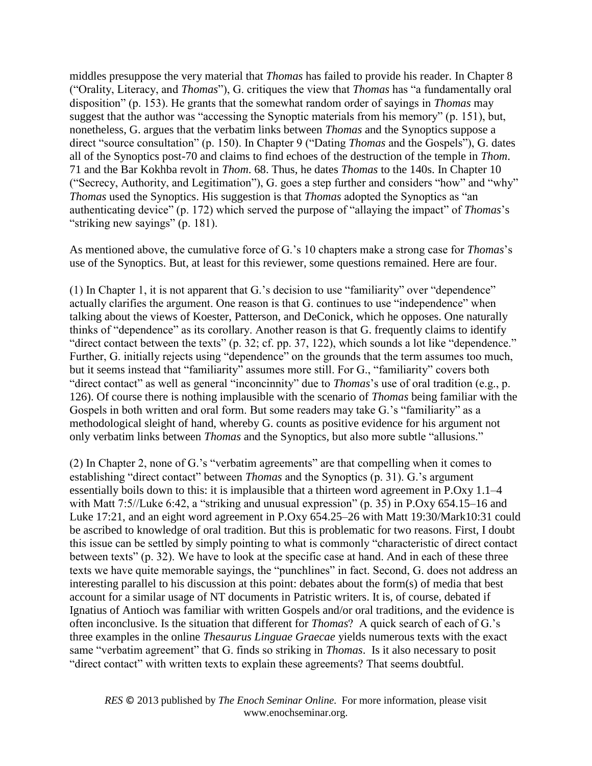middles presuppose the very material that *Thomas* has failed to provide his reader. In Chapter 8 ("Orality, Literacy, and *Thomas*"), G. critiques the view that *Thomas* has "a fundamentally oral disposition" (p. 153). He grants that the somewhat random order of sayings in *Thomas* may suggest that the author was "accessing the Synoptic materials from his memory" (p. 151), but, nonetheless, G. argues that the verbatim links between *Thomas* and the Synoptics suppose a direct "source consultation" (p. 150). In Chapter 9 ("Dating *Thomas* and the Gospels"), G. dates all of the Synoptics post-70 and claims to find echoes of the destruction of the temple in *Thom*. 71 and the Bar Kokhba revolt in *Thom*. 68. Thus, he dates *Thomas* to the 140s. In Chapter 10 ("Secrecy, Authority, and Legitimation"), G. goes a step further and considers "how" and "why" *Thomas* used the Synoptics. His suggestion is that *Thomas* adopted the Synoptics as "an authenticating device" (p. 172) which served the purpose of "allaying the impact" of *Thomas*'s "striking new sayings" (p. 181).

As mentioned above, the cumulative force of G.'s 10 chapters make a strong case for *Thomas*'s use of the Synoptics. But, at least for this reviewer, some questions remained. Here are four.

(1) In Chapter 1, it is not apparent that G.'s decision to use "familiarity" over "dependence" actually clarifies the argument. One reason is that G. continues to use "independence" when talking about the views of Koester, Patterson, and DeConick, which he opposes. One naturally thinks of "dependence" as its corollary. Another reason is that G. frequently claims to identify "direct contact between the texts" (p. 32; cf. pp. 37, 122), which sounds a lot like "dependence." Further, G. initially rejects using "dependence" on the grounds that the term assumes too much, but it seems instead that "familiarity" assumes more still. For G., "familiarity" covers both "direct contact" as well as general "inconcinnity" due to *Thomas*'s use of oral tradition (e.g., p. 126). Of course there is nothing implausible with the scenario of *Thomas* being familiar with the Gospels in both written and oral form. But some readers may take G.'s "familiarity" as a methodological sleight of hand, whereby G. counts as positive evidence for his argument not only verbatim links between *Thomas* and the Synoptics, but also more subtle "allusions."

(2) In Chapter 2, none of G.'s "verbatim agreements" are that compelling when it comes to establishing "direct contact" between *Thomas* and the Synoptics (p. 31). G.'s argument essentially boils down to this: it is implausible that a thirteen word agreement in P.Oxy 1.1–4 with Matt 7:5//Luke 6:42, a "striking and unusual expression" (p. 35) in P.Oxy 654.15–16 and Luke 17:21, and an eight word agreement in P.Oxy 654.25–26 with Matt 19:30/Mark10:31 could be ascribed to knowledge of oral tradition. But this is problematic for two reasons. First, I doubt this issue can be settled by simply pointing to what is commonly "characteristic of direct contact between texts" (p. 32). We have to look at the specific case at hand. And in each of these three texts we have quite memorable sayings, the "punchlines" in fact. Second, G. does not address an interesting parallel to his discussion at this point: debates about the form(s) of media that best account for a similar usage of NT documents in Patristic writers. It is, of course, debated if Ignatius of Antioch was familiar with written Gospels and/or oral traditions, and the evidence is often inconclusive. Is the situation that different for *Thomas*? A quick search of each of G.'s three examples in the online *Thesaurus Linguae Graecae* yields numerous texts with the exact same "verbatim agreement" that G. finds so striking in *Thomas*. Is it also necessary to posit "direct contact" with written texts to explain these agreements? That seems doubtful.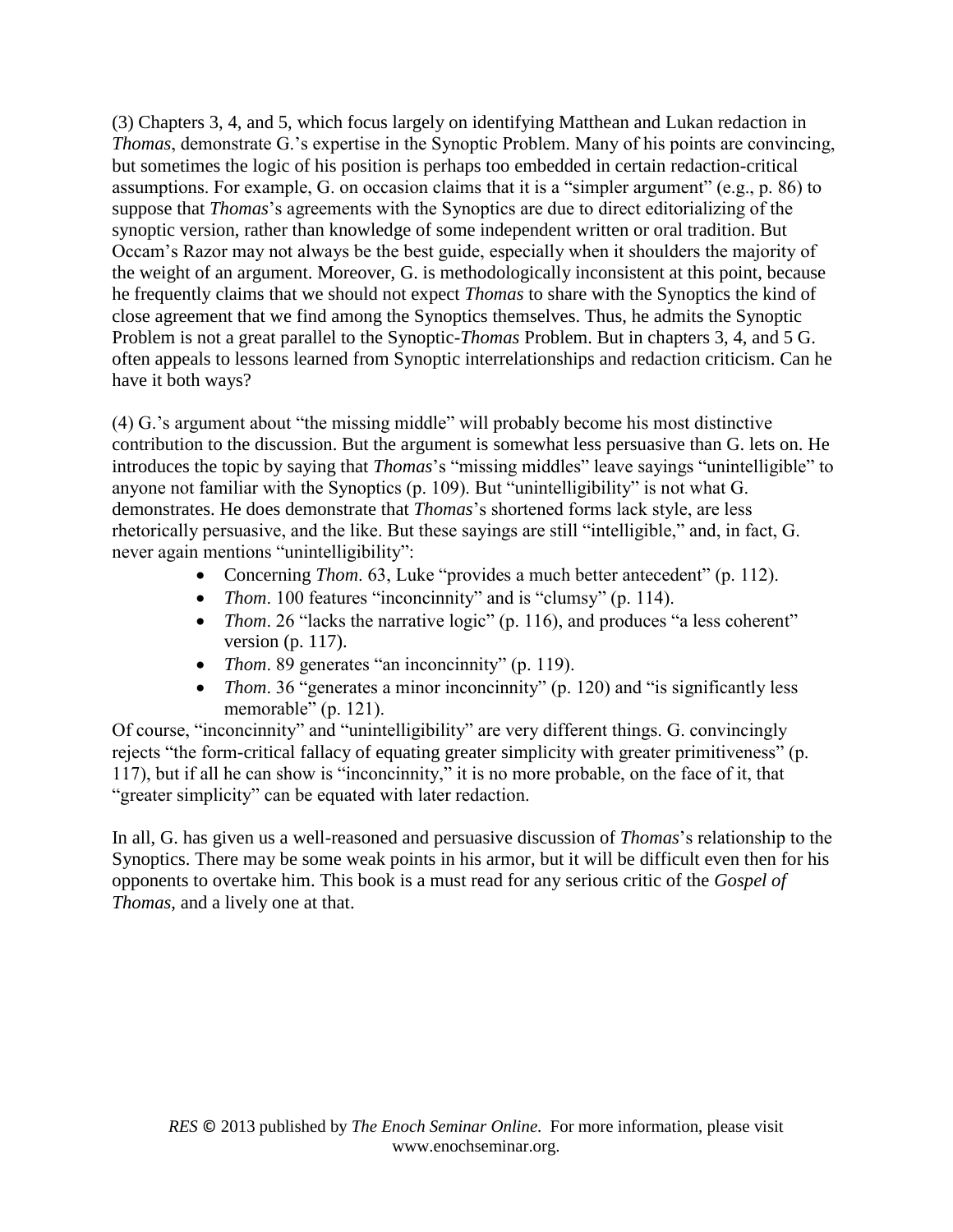(3) Chapters 3, 4, and 5, which focus largely on identifying Matthean and Lukan redaction in *Thomas*, demonstrate G.'s expertise in the Synoptic Problem. Many of his points are convincing, but sometimes the logic of his position is perhaps too embedded in certain redaction-critical assumptions. For example, G. on occasion claims that it is a "simpler argument" (e.g., p. 86) to suppose that *Thomas*'s agreements with the Synoptics are due to direct editorializing of the synoptic version, rather than knowledge of some independent written or oral tradition. But Occam's Razor may not always be the best guide, especially when it shoulders the majority of the weight of an argument. Moreover, G. is methodologically inconsistent at this point, because he frequently claims that we should not expect *Thomas* to share with the Synoptics the kind of close agreement that we find among the Synoptics themselves. Thus, he admits the Synoptic Problem is not a great parallel to the Synoptic-*Thomas* Problem. But in chapters 3, 4, and 5 G. often appeals to lessons learned from Synoptic interrelationships and redaction criticism. Can he have it both ways?

(4) G.'s argument about "the missing middle" will probably become his most distinctive contribution to the discussion. But the argument is somewhat less persuasive than G. lets on. He introduces the topic by saying that *Thomas*'s "missing middles" leave sayings "unintelligible" to anyone not familiar with the Synoptics (p. 109). But "unintelligibility" is not what G. demonstrates. He does demonstrate that *Thomas*'s shortened forms lack style, are less rhetorically persuasive, and the like. But these sayings are still "intelligible," and, in fact, G. never again mentions "unintelligibility":

- Concerning *Thom*. 63, Luke "provides a much better antecedent" (p. 112).
- *Thom*. 100 features "inconcinnity" and is "clumsy" (p. 114).
- *Thom*. 26 "lacks the narrative logic" (p. 116), and produces "a less coherent" version (p. 117).
- *Thom*. 89 generates "an inconcinnity" (p. 119).
- *Thom*. 36 "generates a minor inconcinnity" (p. 120) and "is significantly less memorable" (p. 121).

Of course, "inconcinnity" and "unintelligibility" are very different things. G. convincingly rejects "the form-critical fallacy of equating greater simplicity with greater primitiveness" (p. 117), but if all he can show is "inconcinnity," it is no more probable, on the face of it, that "greater simplicity" can be equated with later redaction.

In all, G. has given us a well-reasoned and persuasive discussion of *Thomas*'s relationship to the Synoptics. There may be some weak points in his armor, but it will be difficult even then for his opponents to overtake him. This book is a must read for any serious critic of the *Gospel of Thomas*, and a lively one at that.